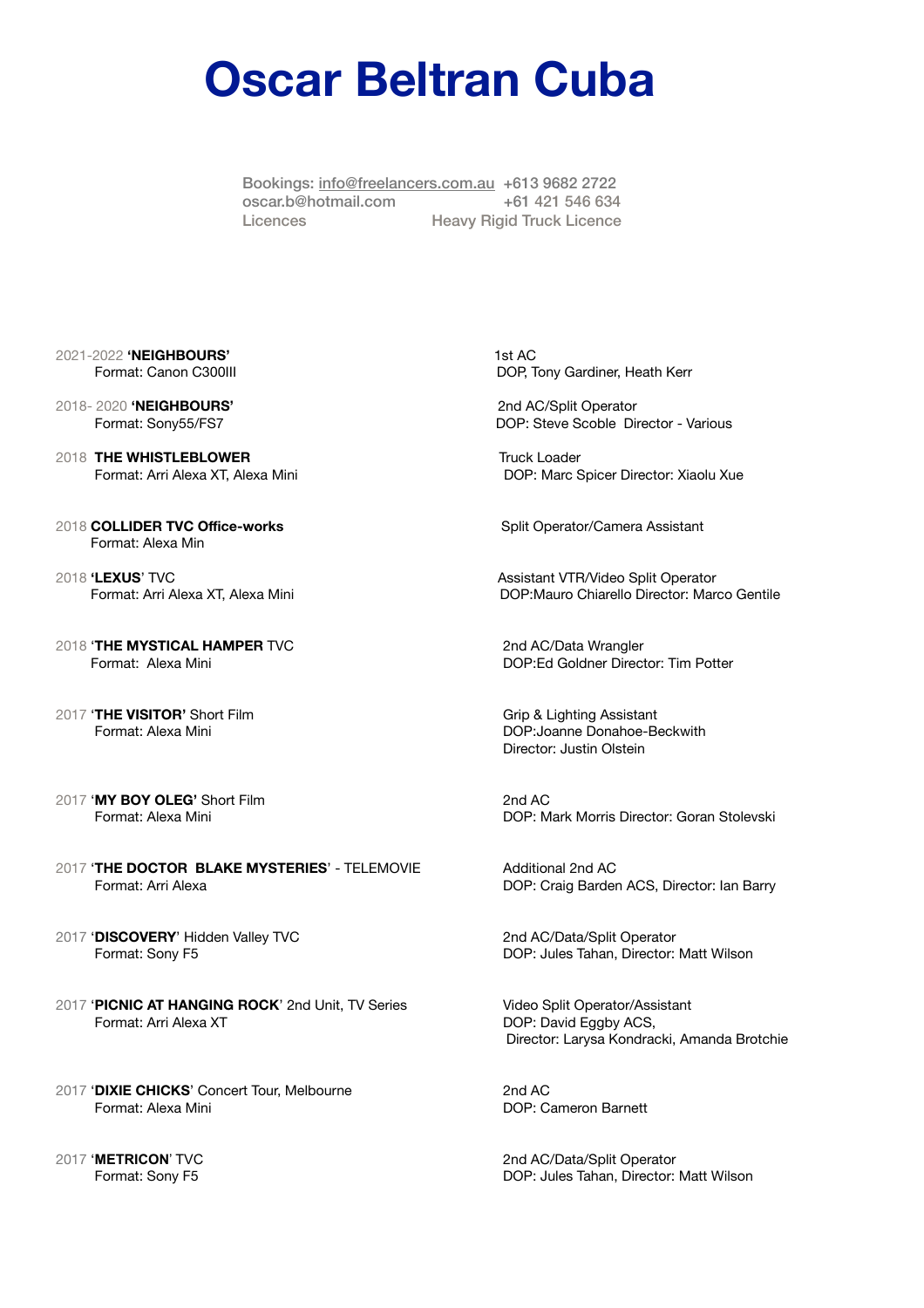# Oscar Beltran Cuba

Bookings: info@freelancers.com.au +613 9682 2722
oscar.b@hotmail.com +61 421 546 634
Licences Heavy Rigid Truck Licence

2021-2022 **'NEIGHBOURS'**
Format: Canon C300III
1st AC
DOP, Tony Gardiner, Heath Kerr

2018- 2020 **'NEIGHBOURS'**
Format: Sony55/FS7
2nd AC/Split Operator
DOP: Steve Scoble Director - Various

2018 **THE WHISTLEBLOWER**
Format: Arri Alexa XT, Alexa Mini
Truck Loader
DOP: Marc Spicer Director: Xiaolu Xue

2018 **COLLIDER TVC Office-works**
Format: Alexa Min
Split Operator/Camera Assistant

2018 **'LEXUS'** TVC
Format: Arri Alexa XT, Alexa Mini
Assistant VTR/Video Split Operator
DOP:Mauro Chiarello Director: Marco Gentile

2018 **'THE MYSTICAL HAMPER** TVC
Format: Alexa Mini
2nd AC/Data Wrangler
DOP:Ed Goldner Director: Tim Potter

2017 **'THE VISITOR'** Short Film
Format: Alexa Mini
Grip & Lighting Assistant
DOP:Joanne Donahoe-Beckwith
Director: Justin Olstein

2017 **'MY BOY OLEG'** Short Film
Format: Alexa Mini
2nd AC
DOP: Mark Morris Director: Goran Stolevski

2017 **'THE DOCTOR BLAKE MYSTERIES'** - TELEMOVIE
Format: Arri Alexa
Additional 2nd AC
DOP: Craig Barden ACS, Director: Ian Barry

2017 **'DISCOVERY'** Hidden Valley TVC
Format: Sony F5
2nd AC/Data/Split Operator
DOP: Jules Tahan, Director: Matt Wilson

2017 **'PICNIC AT HANGING ROCK'** 2nd Unit, TV Series
Format: Arri Alexa XT
Video Split Operator/Assistant
DOP: David Eggby ACS,
Director: Larysa Kondracki, Amanda Brotchie

2017 **'DIXIE CHICKS'** Concert Tour, Melbourne
Format: Alexa Mini
2nd AC
DOP: Cameron Barnett

2017 **'METRICON'** TVC
Format: Sony F5
2nd AC/Data/Split Operator
DOP: Jules Tahan, Director: Matt Wilson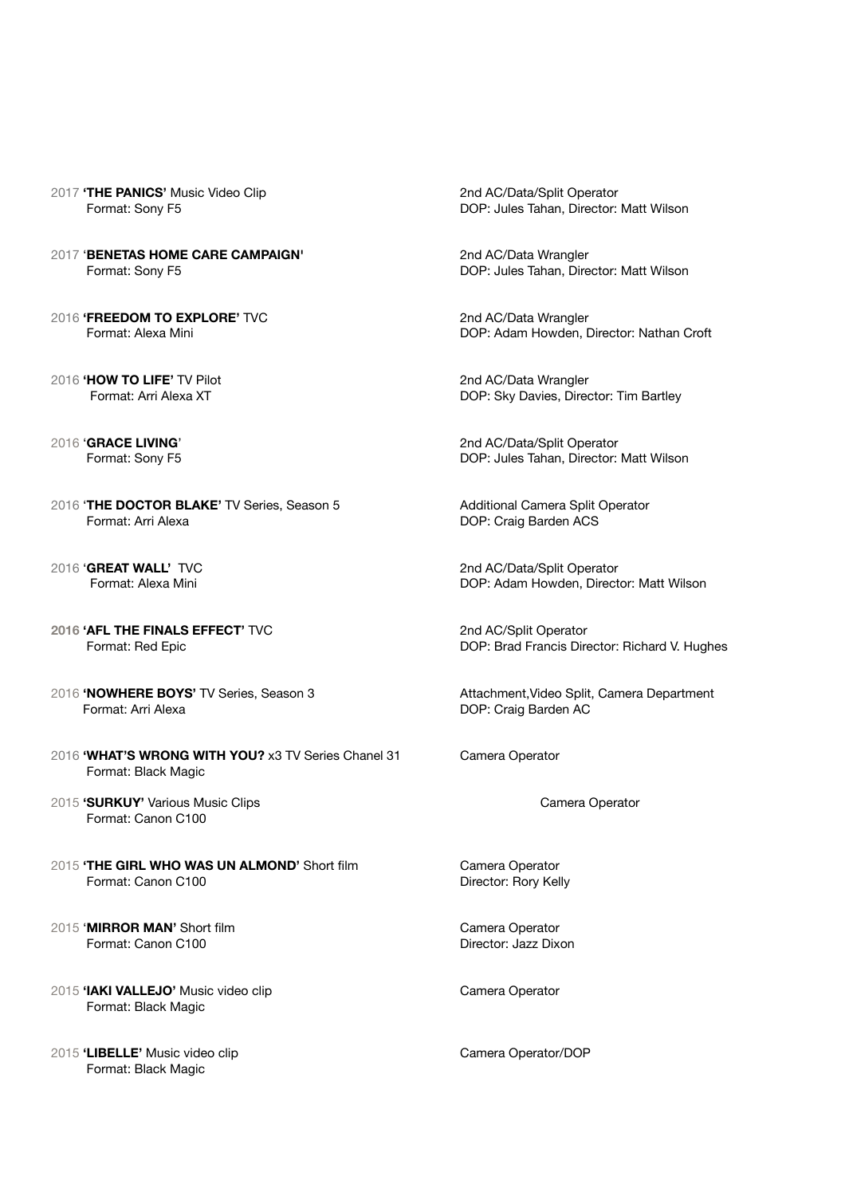2017 **'THE PANICS'** Music Video Clip
Format: Sony F5

2nd AC/Data/Split Operator
DOP: Jules Tahan, Director: Matt Wilson

2017 '**BENETAS HOME CARE CAMPAIGN'**
Format: Sony F5

2nd AC/Data Wrangler
DOP: Jules Tahan, Director: Matt Wilson

2016 **'FREEDOM TO EXPLORE'** TVC
Format: Alexa Mini

2nd AC/Data Wrangler
DOP: Adam Howden, Director: Nathan Croft

2016 **'HOW TO LIFE'** TV Pilot
Format: Arri Alexa XT

2nd AC/Data Wrangler
DOP: Sky Davies, Director: Tim Bartley

2016 '**GRACE LIVING**'
Format: Sony F5

2nd AC/Data/Split Operator
DOP: Jules Tahan, Director: Matt Wilson

2016 '**THE DOCTOR BLAKE'** TV Series, Season 5
Format: Arri Alexa

Additional Camera Split Operator
DOP: Craig Barden ACS

2016 '**GREAT WALL'** TVC
Format: Alexa Mini

2nd AC/Data/Split Operator
DOP: Adam Howden, Director: Matt Wilson

**2016 'AFL THE FINALS EFFECT'** TVC
Format: Red Epic

2nd AC/Split Operator
DOP: Brad Francis Director: Richard V. Hughes

2016 **'NOWHERE BOYS'** TV Series, Season 3
Format: Arri Alexa

Attachment,Video Split, Camera Department
DOP: Craig Barden AC

2016 **'WHAT'S WRONG WITH YOU?** x3 TV Series Chanel 31
Format: Black Magic

Camera Operator

2015 **'SURKUY'** Various Music Clips
Format: Canon C100

Camera Operator

2015 **'THE GIRL WHO WAS UN ALMOND'** Short film
Format: Canon C100

Camera Operator
Director: Rory Kelly

2015 '**MIRROR MAN'** Short film
Format: Canon C100

Camera Operator
Director: Jazz Dixon

2015 **'IAKI VALLEJO'** Music video clip
Format: Black Magic

Camera Operator

2015 **'LIBELLE'** Music video clip
Format: Black Magic

Camera Operator/DOP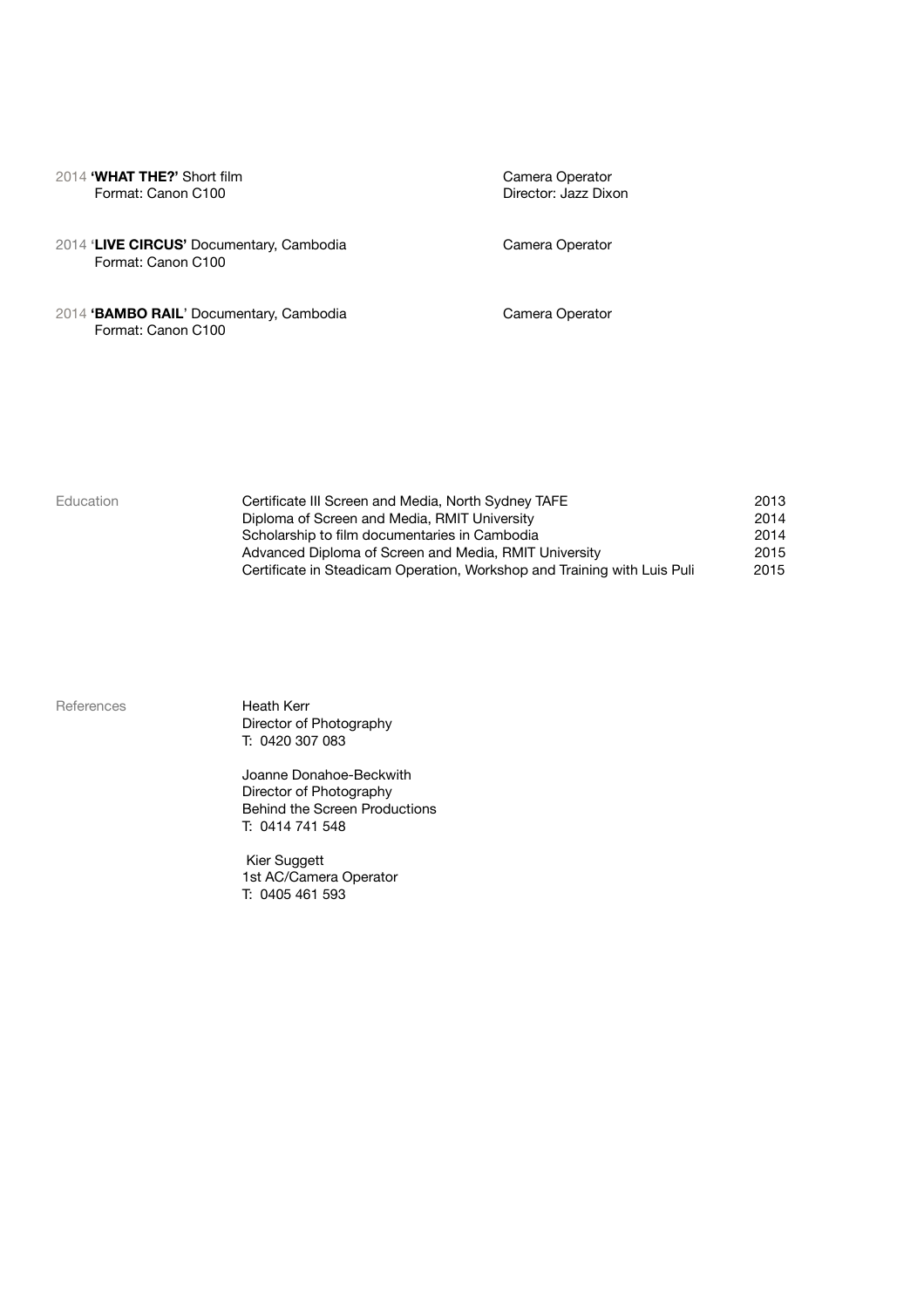2014 **'WHAT THE?'** Short film
Format: Canon C100

Camera Operator
Director: Jazz Dixon

2014 '**LIVE CIRCUS'** Documentary, Cambodia
Format: Canon C100

Camera Operator

2014 **'BAMBO RAIL**' Documentary, Cambodia
Format: Canon C100

Camera Operator

Education

| | |
|---|---|
| Certificate III Screen and Media, North Sydney TAFE | 2013 |
| Diploma of Screen and Media, RMIT University | 2014 |
| Scholarship to film documentaries in Cambodia | 2014 |
| Advanced Diploma of Screen and Media, RMIT University | 2015 |
| Certificate in Steadicam Operation, Workshop and Training with Luis Puli | 2015 |

References

Heath Kerr
Director of Photography
T: 0420 307 083

Joanne Donahoe-Beckwith
Director of Photography
Behind the Screen Productions
T: 0414 741 548

Kier Suggett
1st AC/Camera Operator
T: 0405 461 593